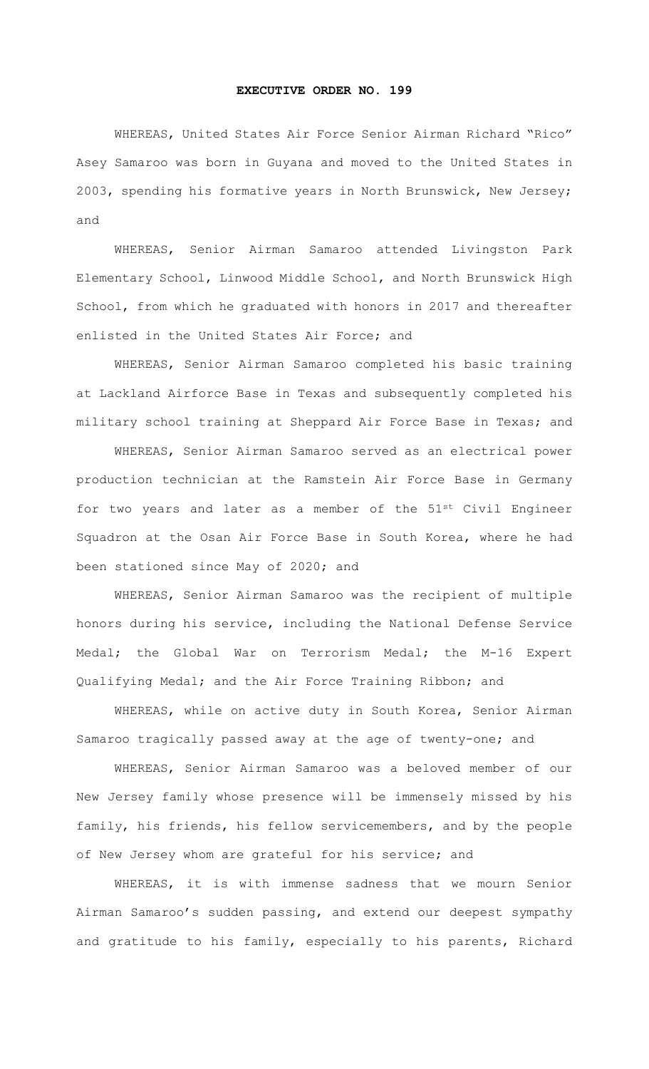# EXECUTIVE ORDER NO. 199

WHEREAS, United States Air Force Senior Airman Richard "Rico" Asey Samaroo was born in Guyana and moved to the United States in 2003, spending his formative years in North Brunswick, New Jersey; and

WHEREAS, Senior Airman Samaroo attended Livingston Park Elementary School, Linwood Middle School, and North Brunswick High School, from which he graduated with honors in 2017 and thereafter enlisted in the United States Air Force; and

WHEREAS, Senior Airman Samaroo completed his basic training at Lackland Airforce Base in Texas and subsequently completed his military school training at Sheppard Air Force Base in Texas; and

WHEREAS, Senior Airman Samaroo served as an electrical power production technician at the Ramstein Air Force Base in Germany for two years and later as a member of the 51st Civil Engineer Squadron at the Osan Air Force Base in South Korea, where he had been stationed since May of 2020; and

WHEREAS, Senior Airman Samaroo was the recipient of multiple honors during his service, including the National Defense Service Medal; the Global War on Terrorism Medal; the M-16 Expert Qualifying Medal; and the Air Force Training Ribbon; and

WHEREAS, while on active duty in South Korea, Senior Airman Samaroo tragically passed away at the age of twenty-one; and

WHEREAS, Senior Airman Samaroo was a beloved member of our New Jersey family whose presence will be immensely missed by his family, his friends, his fellow servicemembers, and by the people of New Jersey whom are grateful for his service; and

WHEREAS, it is with immense sadness that we mourn Senior Airman Samaroo's sudden passing, and extend our deepest sympathy and gratitude to his family, especially to his parents, Richard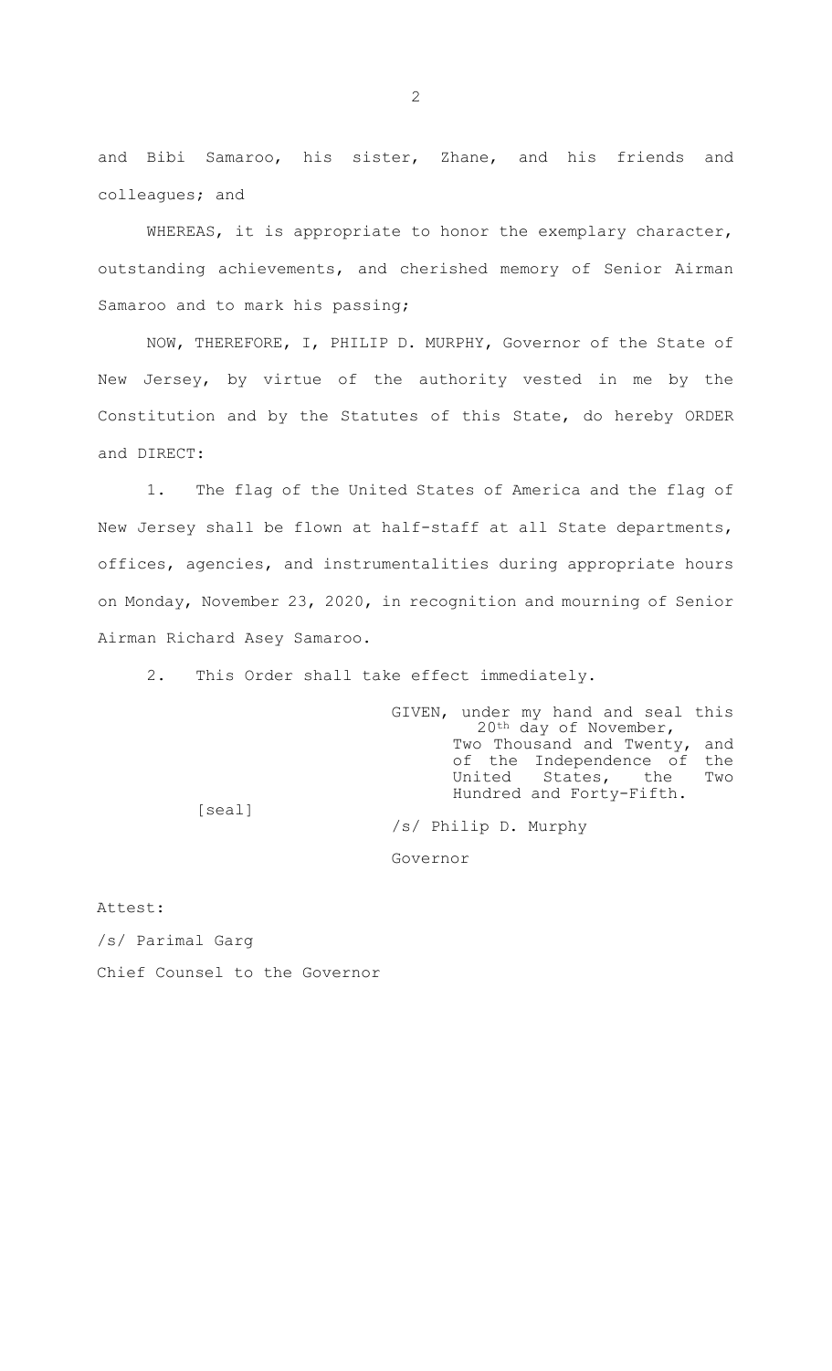and Bibi Samaroo, his sister, Zhane, and his friends and colleagues; and

WHEREAS, it is appropriate to honor the exemplary character, outstanding achievements, and cherished memory of Senior Airman Samaroo and to mark his passing;

NOW, THEREFORE, I, PHILIP D. MURPHY, Governor of the State of New Jersey, by virtue of the authority vested in me by the Constitution and by the Statutes of this State, do hereby ORDER and DIRECT:

1. The flag of the United States of America and the flag of New Jersey shall be flown at half-staff at all State departments, offices, agencies, and instrumentalities during appropriate hours on Monday, November 23, 2020, in recognition and mourning of Senior Airman Richard Asey Samaroo.

2. This Order shall take effect immediately.

GIVEN, under my hand and seal this 20th day of November, Two Thousand and Twenty, and of the Independence of the United States, the Two Hundred and Forty-Fifth.

[seal]

/s/ Philip D. Murphy

Governor

Attest:

/s/ Parimal Garg

Chief Counsel to the Governor